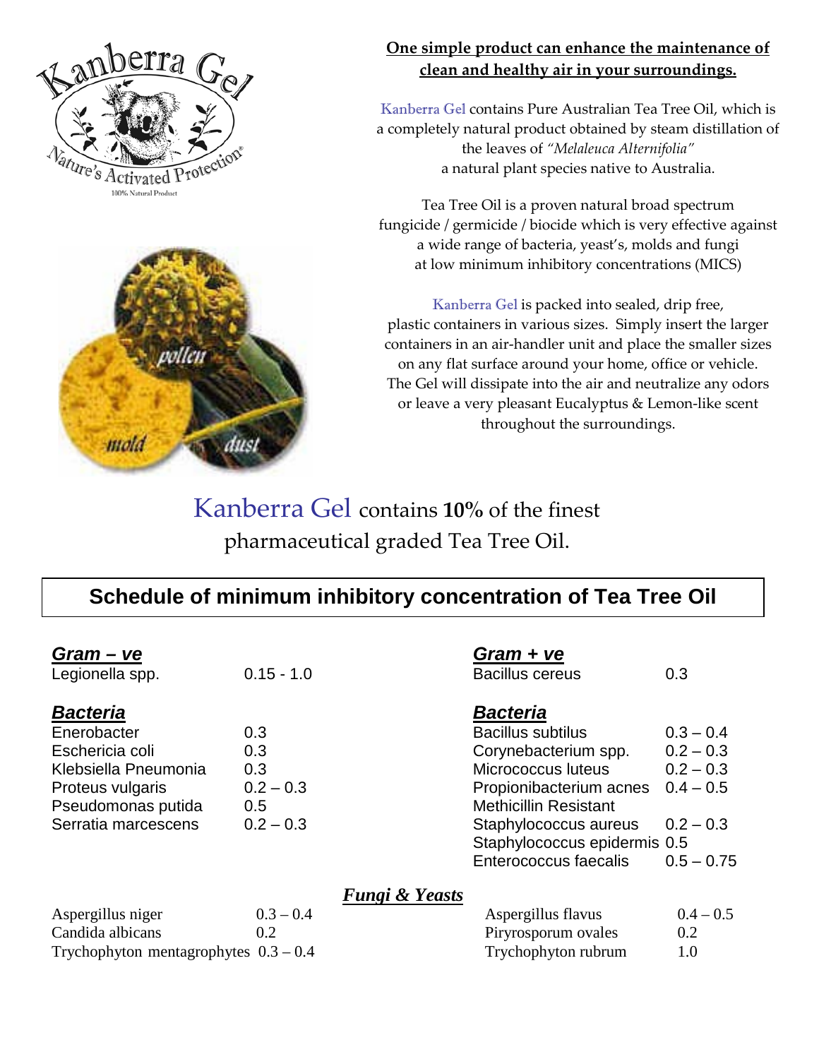Kanberra Gel

Nature's Activated Protection®

100% Natural Product

pollen

mold

dust

**One simple product can enhance the maintenance of clean and healthy air in your surroundings.**

Kanberra Gel contains Pure Australian Tea Tree Oil, which is a completely natural product obtained by steam distillation of the leaves of *"Melaleuca Alternifolia"* a natural plant species native to Australia.

Tea Tree Oil is a proven natural broad spectrum fungicide / germicide / biocide which is very effective against a wide range of bacteria, yeast's, molds and fungi at low minimum inhibitory concentrations (MICS)

Kanberra Gel is packed into sealed, drip free, plastic containers in various sizes. Simply insert the larger containers in an air-handler unit and place the smaller sizes on any flat surface around your home, office or vehicle. The Gel will dissipate into the air and neutralize any odors or leave a very pleasant Eucalyptus & Lemon-like scent throughout the surroundings.

Kanberra Gel contains **10%** of the finest pharmaceutical graded Tea Tree Oil.

## Schedule of minimum inhibitory concentration of Tea Tree Oil

***Gram – ve***

| | |
|---|---|
| Legionella spp. | 0.15 - 1.0 |

***Bacteria***

| | |
|---|---|
| Enerobacter | 0.3 |
| Eschericia coli | 0.3 |
| Klebsiella Pneumonia | 0.3 |
| Proteus vulgaris | 0.2 – 0.3 |
| Pseudomonas putida | 0.5 |
| Serratia marcescens | 0.2 – 0.3 |

***Gram + ve***

| | |
|---|---|
| Bacillus cereus | 0.3 |

***Bacteria***

| | |
|---|---|
| Bacillus subtilus | 0.3 – 0.4 |
| Corynebacterium spp. | 0.2 – 0.3 |
| Micrococcus luteus | 0.2 – 0.3 |
| Propionibacterium acnes | 0.4 – 0.5 |
| Methicillin Resistant Staphylococcus aureus | 0.2 – 0.3 |
| Staphylococcus epidermis | 0.5 |
| Enterococcus faecalis | 0.5 – 0.75 |

***Fungi & Yeasts***

| | | | |
|---|---|---|---|
| Aspergillus niger | 0.3 – 0.4 | Aspergillus flavus | 0.4 – 0.5 |
| Candida albicans | 0.2 | Piryrosporum ovales | 0.2 |
| Trychophyton mentagrophytes | 0.3 – 0.4 | Trychophyton rubrum | 1.0 |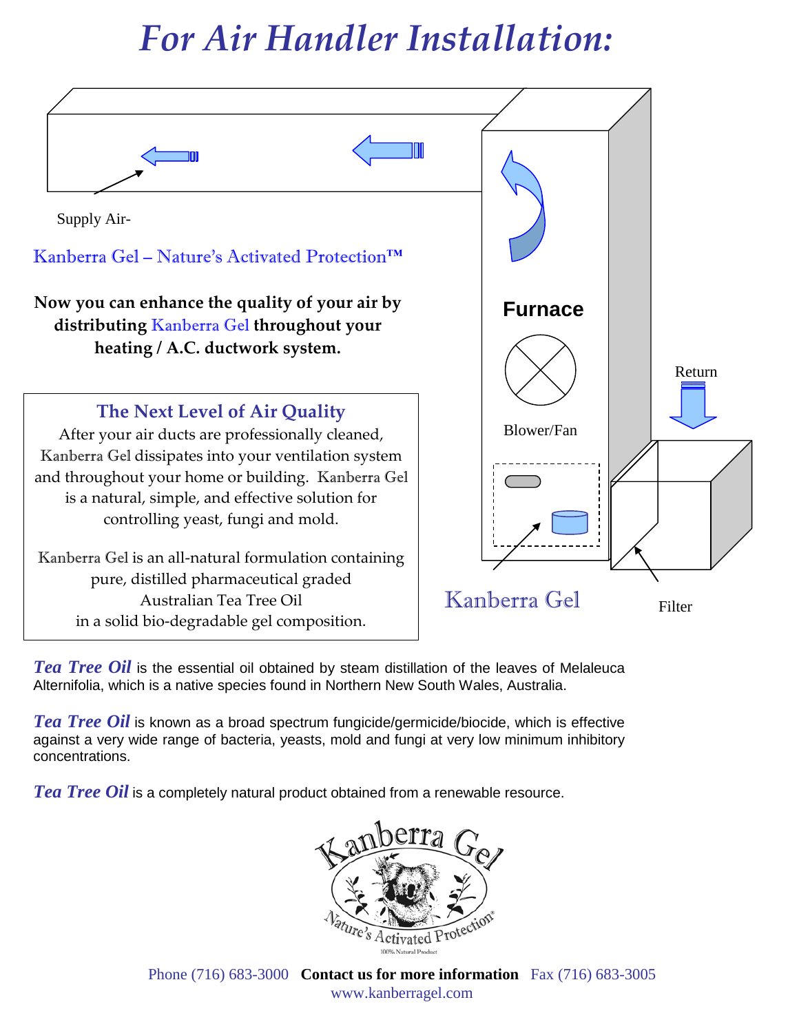# For Air Handler Installation:

Supply Air-

Furnace

Blower/Fan

Return

Filter

Kanberra Gel

Kanberra Gel – Nature's Activated Protection™

**Now you can enhance the quality of your air by distributing Kanberra Gel throughout your heating / A.C. ductwork system.**

## The Next Level of Air Quality

After your air ducts are professionally cleaned, Kanberra Gel dissipates into your ventilation system and throughout your home or building. Kanberra Gel is a natural, simple, and effective solution for controlling yeast, fungi and mold.

Kanberra Gel is an all-natural formulation containing pure, distilled pharmaceutical graded Australian Tea Tree Oil in a solid bio-degradable gel composition.

***Tea Tree Oil*** is the essential oil obtained by steam distillation of the leaves of Melaleuca Alternifolia, which is a native species found in Northern New South Wales, Australia.

***Tea Tree Oil*** is known as a broad spectrum fungicide/germicide/biocide, which is effective against a very wide range of bacteria, yeasts, mold and fungi at very low minimum inhibitory concentrations.

***Tea Tree Oil*** is a completely natural product obtained from a renewable resource.

Kanberra Gel
Nature's Activated Protection®
100% Natural Product

Phone (716) 683-3000 **Contact us for more information** Fax (716) 683-3005
www.kanberragel.com